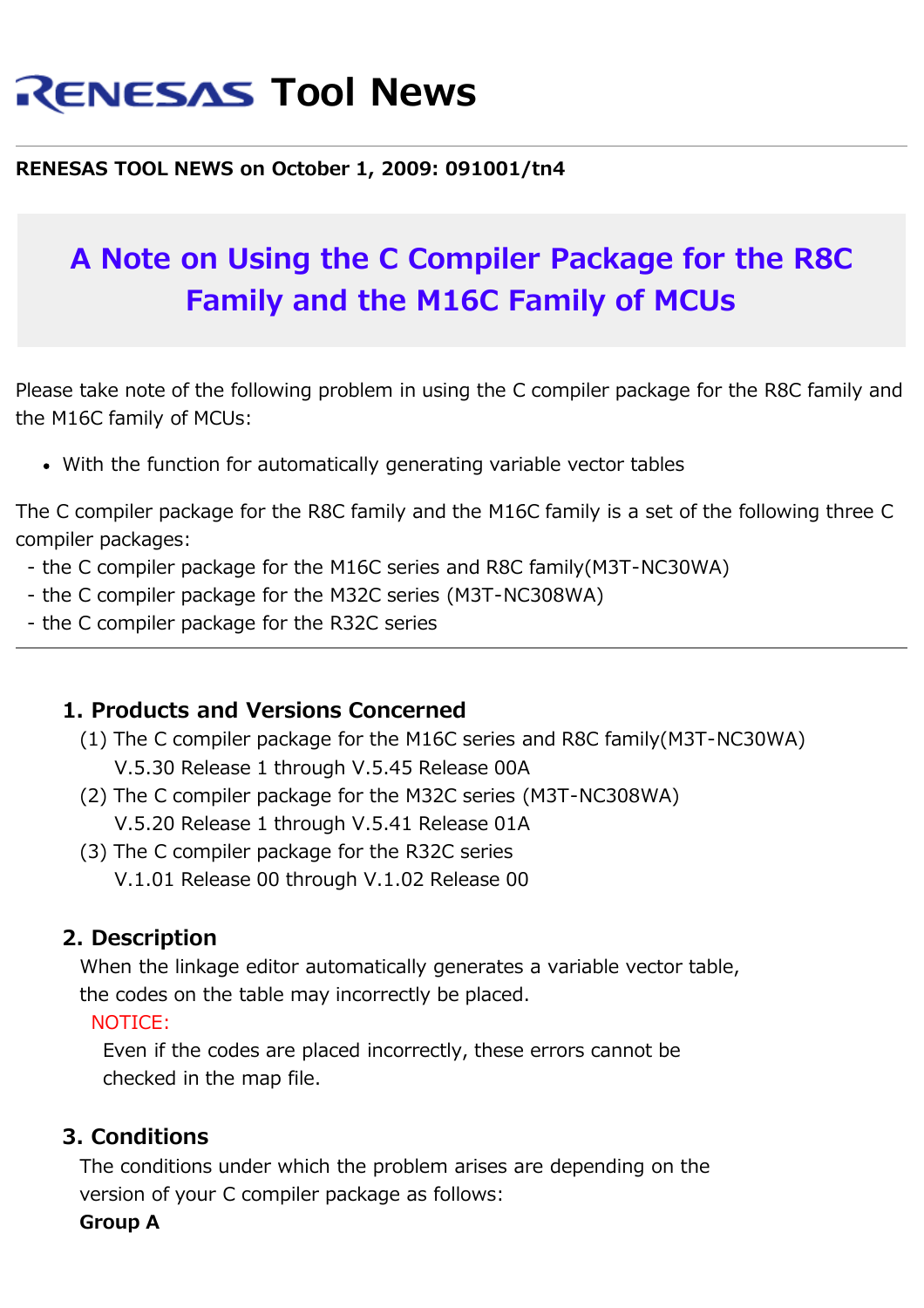# RENESAS Tool News

**RENESAS TOOL NEWS on October 1, 2009: 091001/tn4**

## A Note on Using the C Compiler Package for the R8C Family and the M16C Family of MCUs

Please take note of the following problem in using the C compiler package for the R8C family and the M16C family of MCUs:

- With the function for automatically generating variable vector tables

The C compiler package for the R8C family and the M16C family is a set of the following three C compiler packages:
- the C compiler package for the M16C series and R8C family(M3T-NC30WA)
- the C compiler package for the M32C series (M3T-NC308WA)
- the C compiler package for the R32C series

---

### 1. Products and Versions Concerned

(1) The C compiler package for the M16C series and R8C family(M3T-NC30WA)
V.5.30 Release 1 through V.5.45 Release 00A

(2) The C compiler package for the M32C series (M3T-NC308WA)
V.5.20 Release 1 through V.5.41 Release 01A

(3) The C compiler package for the R32C series
V.1.01 Release 00 through V.1.02 Release 00

### 2. Description

When the linkage editor automatically generates a variable vector table, the codes on the table may incorrectly be placed.

NOTICE:
Even if the codes are placed incorrectly, these errors cannot be checked in the map file.

### 3. Conditions

The conditions under which the problem arises are depending on the version of your C compiler package as follows:

**Group A**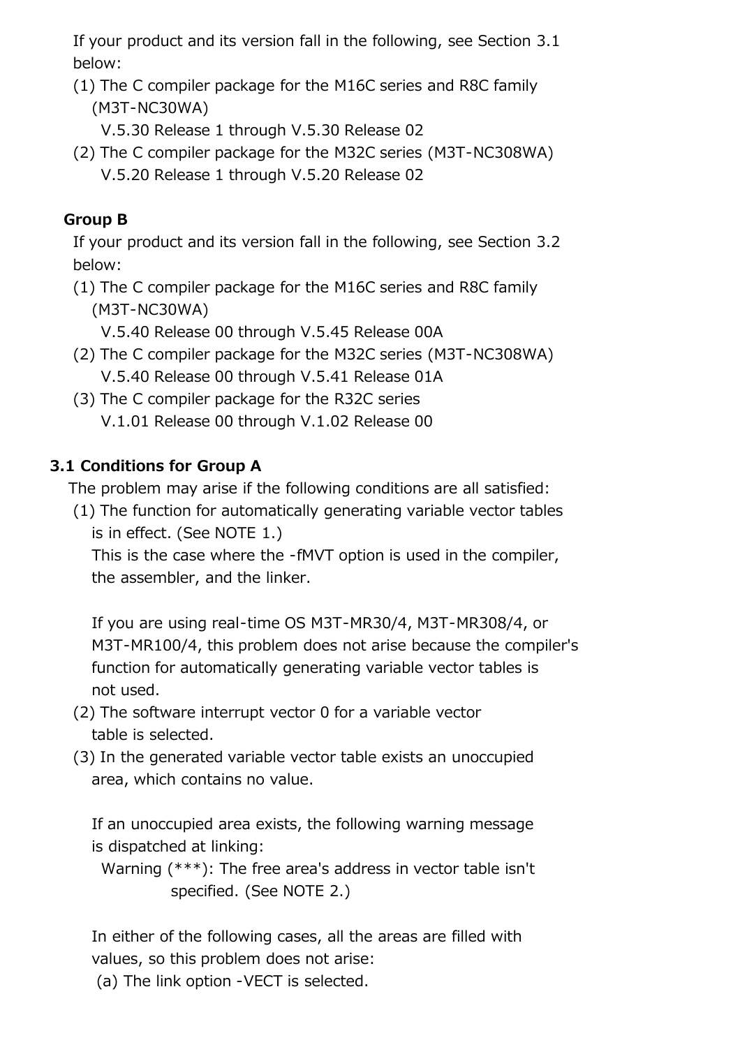If your product and its version fall in the following, see Section 3.1 below:

(1) The C compiler package for the M16C series and R8C family (M3T-NC30WA)
    V.5.30 Release 1 through V.5.30 Release 02

(2) The C compiler package for the M32C series (M3T-NC308WA)
    V.5.20 Release 1 through V.5.20 Release 02

**Group B**

If your product and its version fall in the following, see Section 3.2 below:

(1) The C compiler package for the M16C series and R8C family (M3T-NC30WA)
    V.5.40 Release 00 through V.5.45 Release 00A

(2) The C compiler package for the M32C series (M3T-NC308WA)
    V.5.40 Release 00 through V.5.41 Release 01A

(3) The C compiler package for the R32C series
    V.1.01 Release 00 through V.1.02 Release 00

### 3.1 Conditions for Group A

The problem may arise if the following conditions are all satisfied:

(1) The function for automatically generating variable vector tables is in effect. (See NOTE 1.)
    This is the case where the -fMVT option is used in the compiler, the assembler, and the linker.

    If you are using real-time OS M3T-MR30/4, M3T-MR308/4, or M3T-MR100/4, this problem does not arise because the compiler's function for automatically generating variable vector tables is not used.

(2) The software interrupt vector 0 for a variable vector table is selected.

(3) In the generated variable vector table exists an unoccupied area, which contains no value.

    If an unoccupied area exists, the following warning message is dispatched at linking:

    Warning (***): The free area's address in vector table isn't specified. (See NOTE 2.)

    In either of the following cases, all the areas are filled with values, so this problem does not arise:

    (a) The link option -VECT is selected.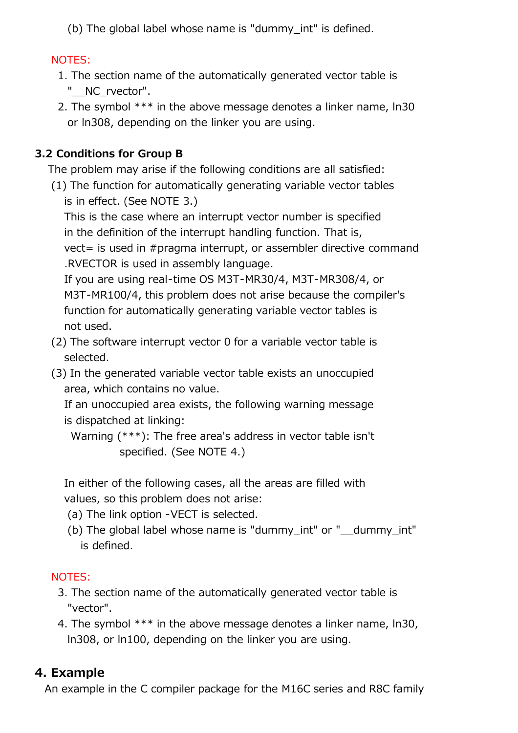(b) The global label whose name is "dummy_int" is defined.

NOTES:

1. The section name of the automatically generated vector table is "__NC_rvector".
2. The symbol *** in the above message denotes a linker name, ln30 or ln308, depending on the linker you are using.

### 3.2 Conditions for Group B

The problem may arise if the following conditions are all satisfied:

(1) The function for automatically generating variable vector tables is in effect. (See NOTE 3.)
This is the case where an interrupt vector number is specified in the definition of the interrupt handling function. That is, vect= is used in #pragma interrupt, or assembler directive command .RVECTOR is used in assembly language.
If you are using real-time OS M3T-MR30/4, M3T-MR308/4, or M3T-MR100/4, this problem does not arise because the compiler's function for automatically generating variable vector tables is not used.

(2) The software interrupt vector 0 for a variable vector table is selected.

(3) In the generated variable vector table exists an unoccupied area, which contains no value.
If an unoccupied area exists, the following warning message is dispatched at linking:

```
Warning (***): The free area's address in vector table isn't
               specified. (See NOTE 4.)
```

In either of the following cases, all the areas are filled with values, so this problem does not arise:

(a) The link option -VECT is selected.
(b) The global label whose name is "dummy_int" or "__dummy_int" is defined.

NOTES:

3. The section name of the automatically generated vector table is "vector".
4. The symbol *** in the above message denotes a linker name, ln30, ln308, or ln100, depending on the linker you are using.

## 4. Example

An example in the C compiler package for the M16C series and R8C family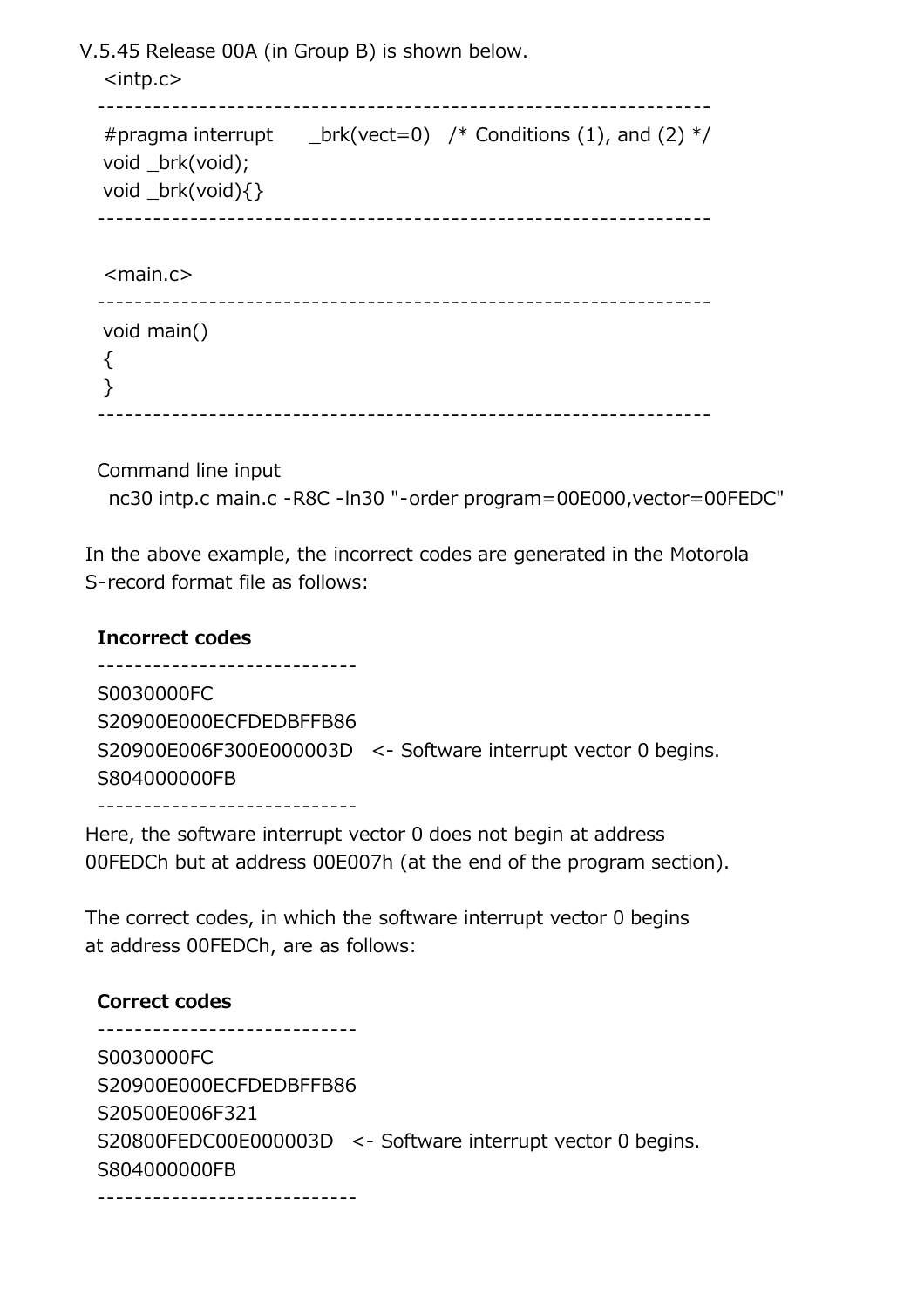V.5.45 Release 00A (in Group B) is shown below.

<intp.c>

```
------------------------------------------------------------------
#pragma interrupt      _brk(vect=0)   /* Conditions (1), and (2) */
void _brk(void);
void _brk(void){}
------------------------------------------------------------------
```

<main.c>

```
------------------------------------------------------------------
void main()
{
}
------------------------------------------------------------------
```

Command line input

```
nc30 intp.c main.c -R8C -ln30 "-order program=00E000,vector=00FEDC"
```

In the above example, the incorrect codes are generated in the Motorola S-record format file as follows:

**Incorrect codes**

```
----------------------------
S0030000FC
S20900E000ECFDEDBFFB86
S20900E006F300E000003D   <- Software interrupt vector 0 begins.
S804000000FB
----------------------------
```

Here, the software interrupt vector 0 does not begin at address 00FEDCh but at address 00E007h (at the end of the program section).

The correct codes, in which the software interrupt vector 0 begins at address 00FEDCh, are as follows:

**Correct codes**

```
----------------------------
S0030000FC
S20900E000ECFDEDBFFB86
S20500E006F321
S20800FEDC00E000003D   <- Software interrupt vector 0 begins.
S804000000FB
----------------------------
```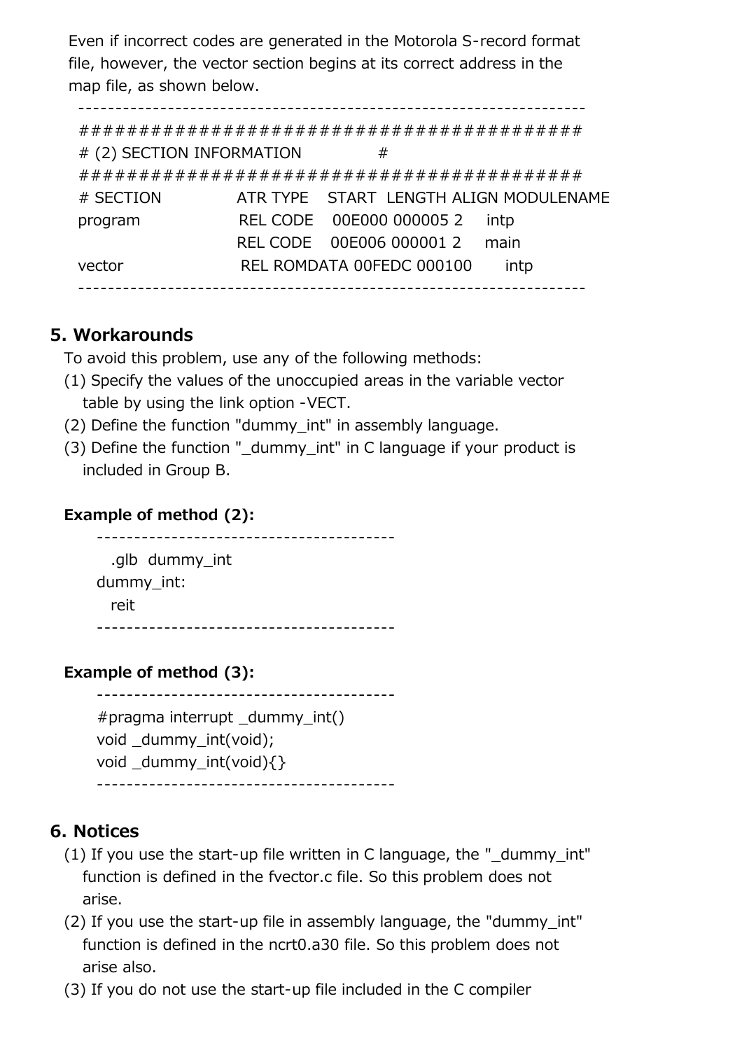Even if incorrect codes are generated in the Motorola S-record format file, however, the vector section begins at its correct address in the map file, as shown below.

```
-----------------------------------------------------------------
#########################################
# (2) SECTION INFORMATION               #
#########################################
# SECTION          ATR TYPE    START  LENGTH ALIGN MODULENAME
program            REL CODE    00E000 000005 2     intp
                   REL CODE    00E006 000001 2     main
vector             REL ROMDATA 00FEDC 000100       intp
-----------------------------------------------------------------
```

## 5. Workarounds

To avoid this problem, use any of the following methods:

(1) Specify the values of the unoccupied areas in the variable vector table by using the link option -VECT.

(2) Define the function "dummy_int" in assembly language.

(3) Define the function "_dummy_int" in C language if your product is included in Group B.

**Example of method (2):**

```
---------------------------------------
   .glb  dummy_int
dummy_int:
   reit
---------------------------------------
```

**Example of method (3):**

```
---------------------------------------
#pragma interrupt _dummy_int()
void _dummy_int(void);
void _dummy_int(void){}
---------------------------------------
```

## 6. Notices

(1) If you use the start-up file written in C language, the "_dummy_int" function is defined in the fvector.c file. So this problem does not arise.

(2) If you use the start-up file in assembly language, the "dummy_int" function is defined in the ncrt0.a30 file. So this problem does not arise also.

(3) If you do not use the start-up file included in the C compiler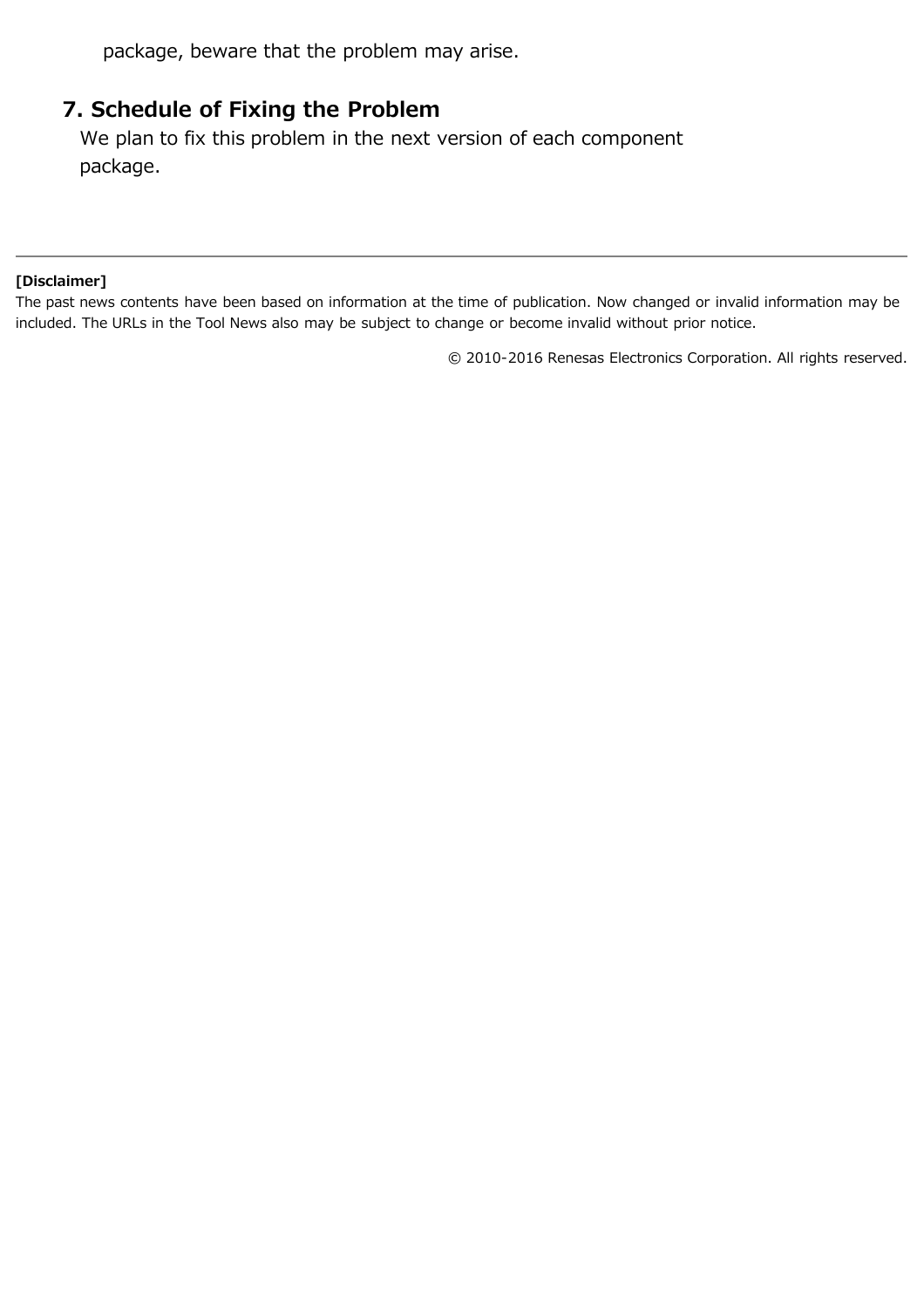package, beware that the problem may arise.

## 7. Schedule of Fixing the Problem

We plan to fix this problem in the next version of each component package.

---

**[Disclaimer]**

The past news contents have been based on information at the time of publication. Now changed or invalid information may be included. The URLs in the Tool News also may be subject to change or become invalid without prior notice.

© 2010-2016 Renesas Electronics Corporation. All rights reserved.